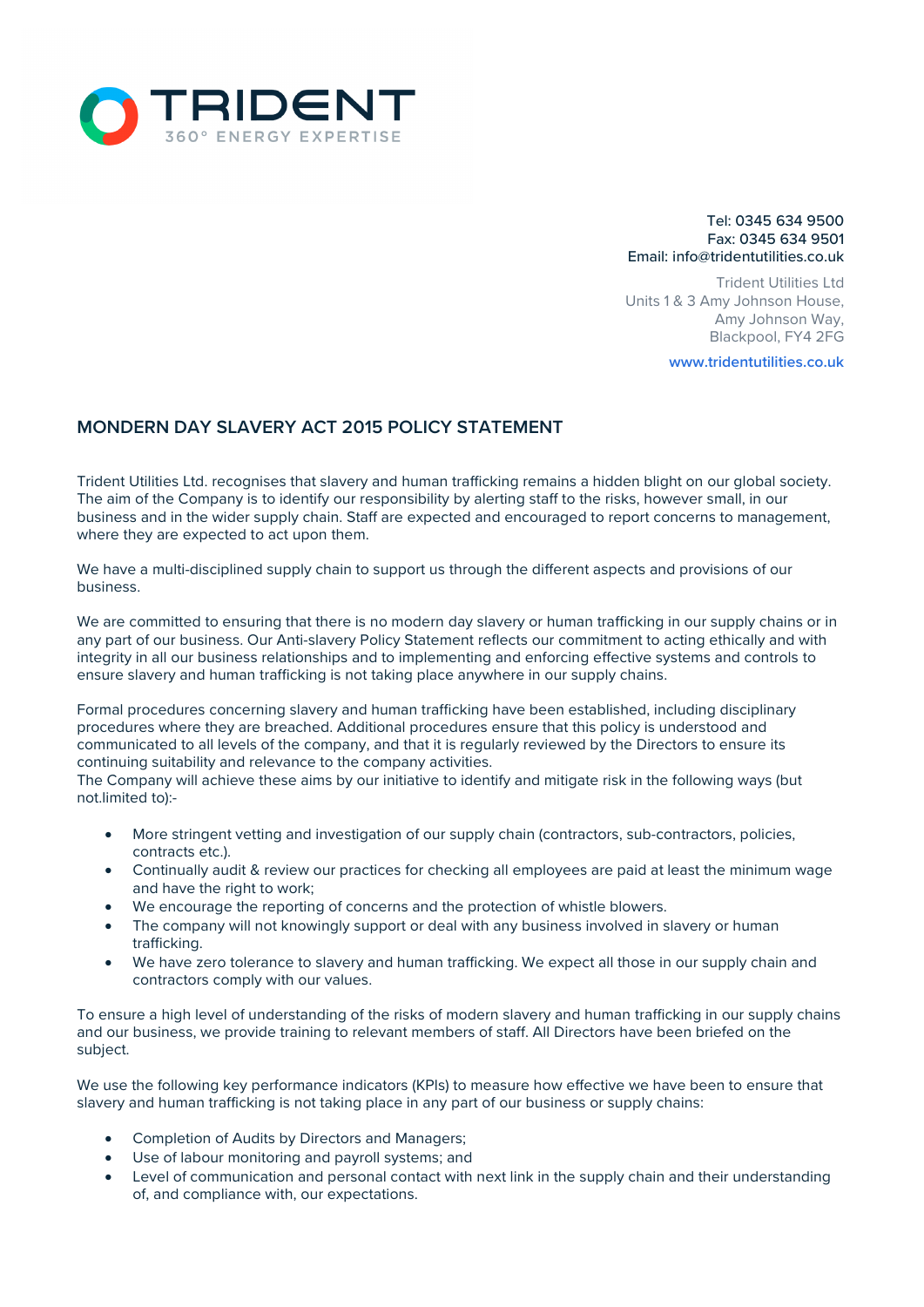TRIDENT

360° ENERGY EXPERTISE

Tel: 0345 634 9500
Fax: 0345 634 9501
Email: info@tridentutilities.co.uk

Trident Utilities Ltd
Units 1 & 3 Amy Johnson House,
Amy Johnson Way,
Blackpool, FY4 2FG

www.tridentutilities.co.uk

## MONDERN DAY SLAVERY ACT 2015 POLICY STATEMENT

Trident Utilities Ltd. recognises that slavery and human trafficking remains a hidden blight on our global society. The aim of the Company is to identify our responsibility by alerting staff to the risks, however small, in our business and in the wider supply chain. Staff are expected and encouraged to report concerns to management, where they are expected to act upon them.

We have a multi-disciplined supply chain to support us through the different aspects and provisions of our business.

We are committed to ensuring that there is no modern day slavery or human trafficking in our supply chains or in any part of our business. Our Anti-slavery Policy Statement reflects our commitment to acting ethically and with integrity in all our business relationships and to implementing and enforcing effective systems and controls to ensure slavery and human trafficking is not taking place anywhere in our supply chains.

Formal procedures concerning slavery and human trafficking have been established, including disciplinary procedures where they are breached. Additional procedures ensure that this policy is understood and communicated to all levels of the company, and that it is regularly reviewed by the Directors to ensure its continuing suitability and relevance to the company activities.
The Company will achieve these aims by our initiative to identify and mitigate risk in the following ways (but not.limited to):-

- More stringent vetting and investigation of our supply chain (contractors, sub-contractors, policies, contracts etc.).
- Continually audit & review our practices for checking all employees are paid at least the minimum wage and have the right to work;
- We encourage the reporting of concerns and the protection of whistle blowers.
- The company will not knowingly support or deal with any business involved in slavery or human trafficking.
- We have zero tolerance to slavery and human trafficking. We expect all those in our supply chain and contractors comply with our values.

To ensure a high level of understanding of the risks of modern slavery and human trafficking in our supply chains and our business, we provide training to relevant members of staff. All Directors have been briefed on the subject.

We use the following key performance indicators (KPIs) to measure how effective we have been to ensure that slavery and human trafficking is not taking place in any part of our business or supply chains:

- Completion of Audits by Directors and Managers;
- Use of labour monitoring and payroll systems; and
- Level of communication and personal contact with next link in the supply chain and their understanding of, and compliance with, our expectations.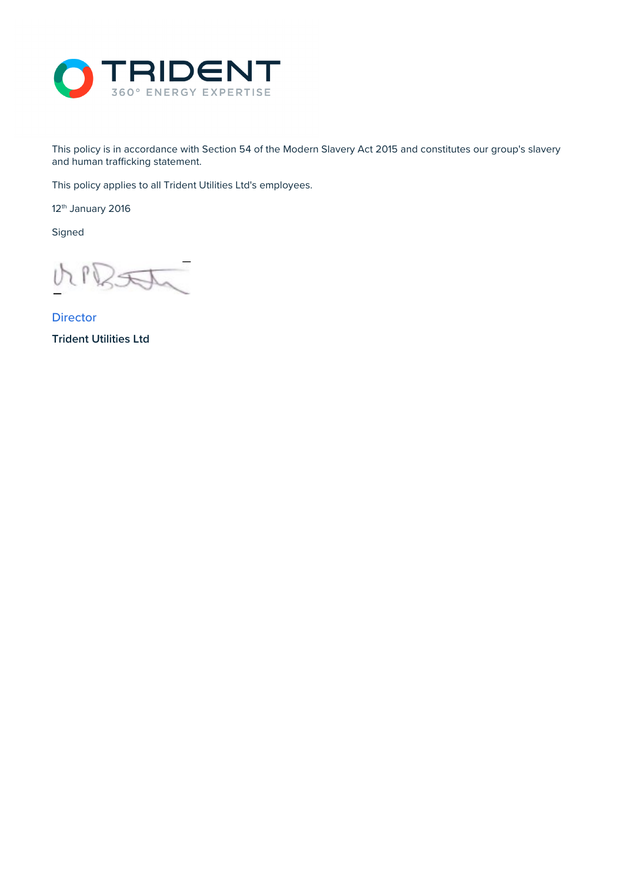This policy is in accordance with Section 54 of the Modern Slavery Act 2015 and constitutes our group's slavery and human trafficking statement.

This policy applies to all Trident Utilities Ltd's employees.

12th January 2016

Signed

Director

**Trident Utilities Ltd**